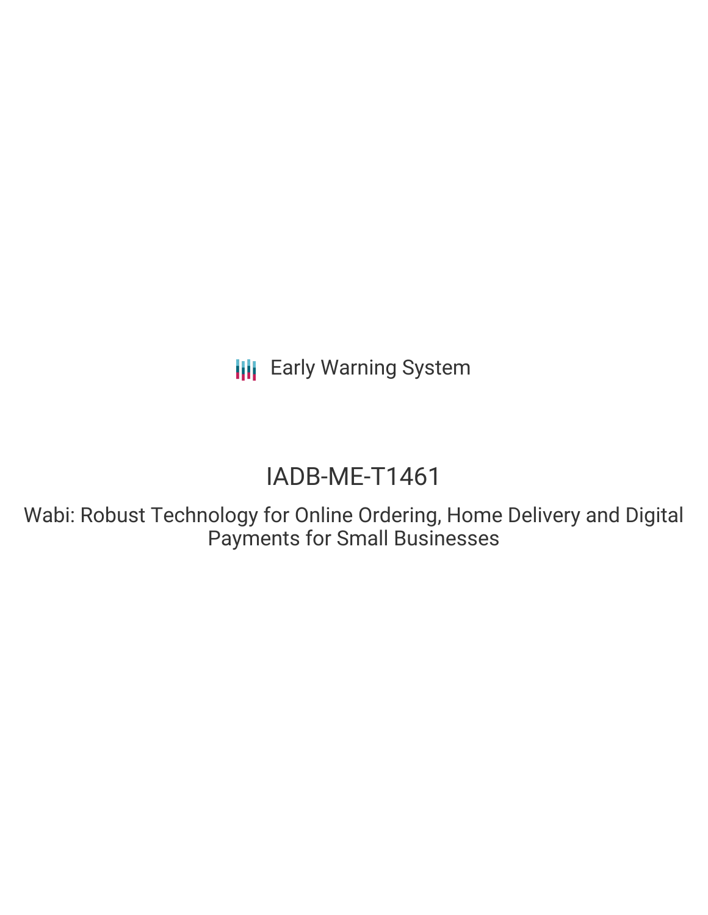Early Warning System

# IADB-ME-T1461

## Wabi: Robust Technology for Online Ordering, Home Delivery and Digital Payments for Small Businesses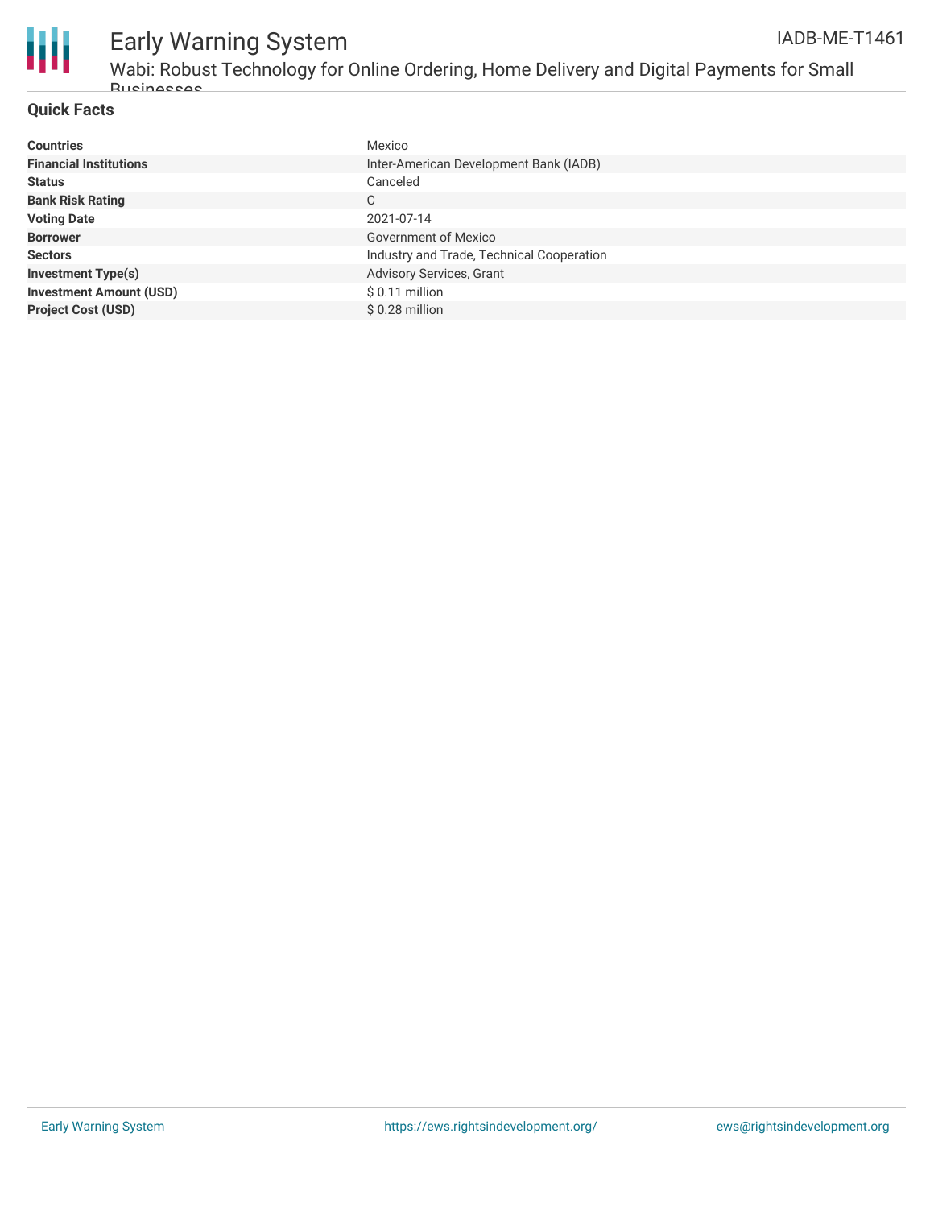# Early Warning System

## Wabi: Robust Technology for Online Ordering, Home Delivery and Digital Payments for Small Businesses

IADB-ME-T1461

### Quick Facts

| | |
|---|---|
| **Countries** | Mexico |
| **Financial Institutions** | Inter-American Development Bank (IADB) |
| **Status** | Canceled |
| **Bank Risk Rating** | C |
| **Voting Date** | 2021-07-14 |
| **Borrower** | Government of Mexico |
| **Sectors** | Industry and Trade, Technical Cooperation |
| **Investment Type(s)** | Advisory Services, Grant |
| **Investment Amount (USD)** | $ 0.11 million |
| **Project Cost (USD)** | $ 0.28 million |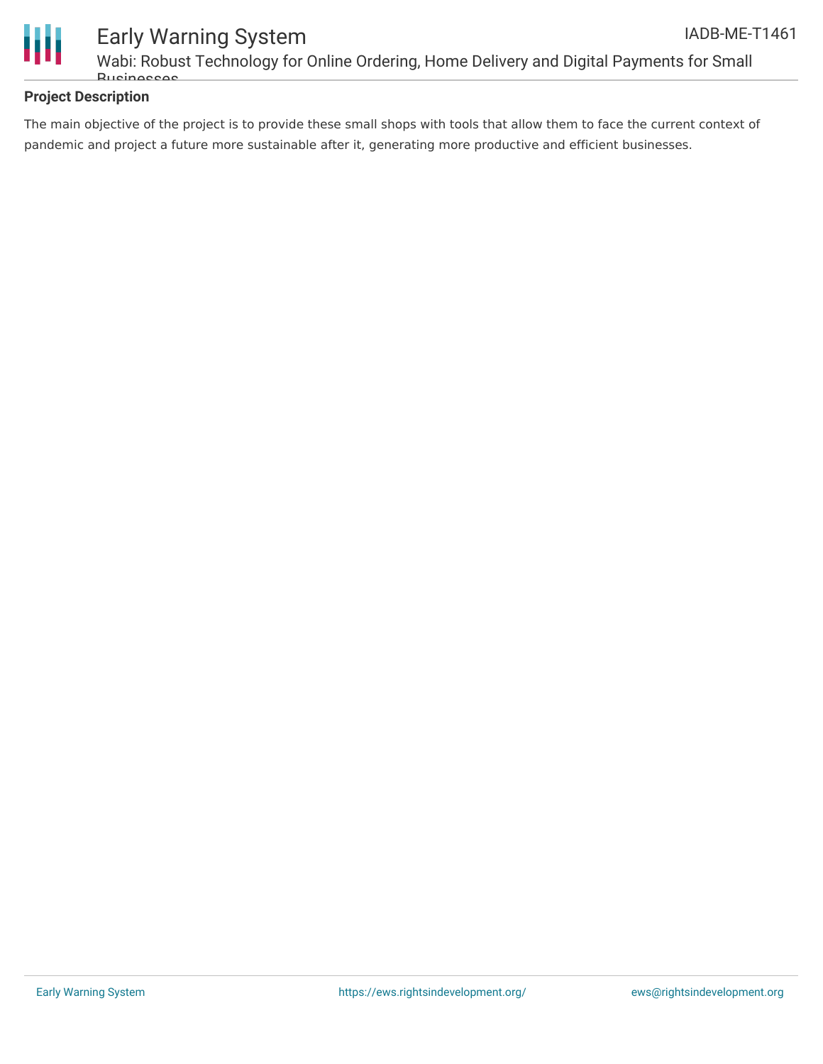## Project Description

The main objective of the project is to provide these small shops with tools that allow them to face the current context of pandemic and project a future more sustainable after it, generating more productive and efficient businesses.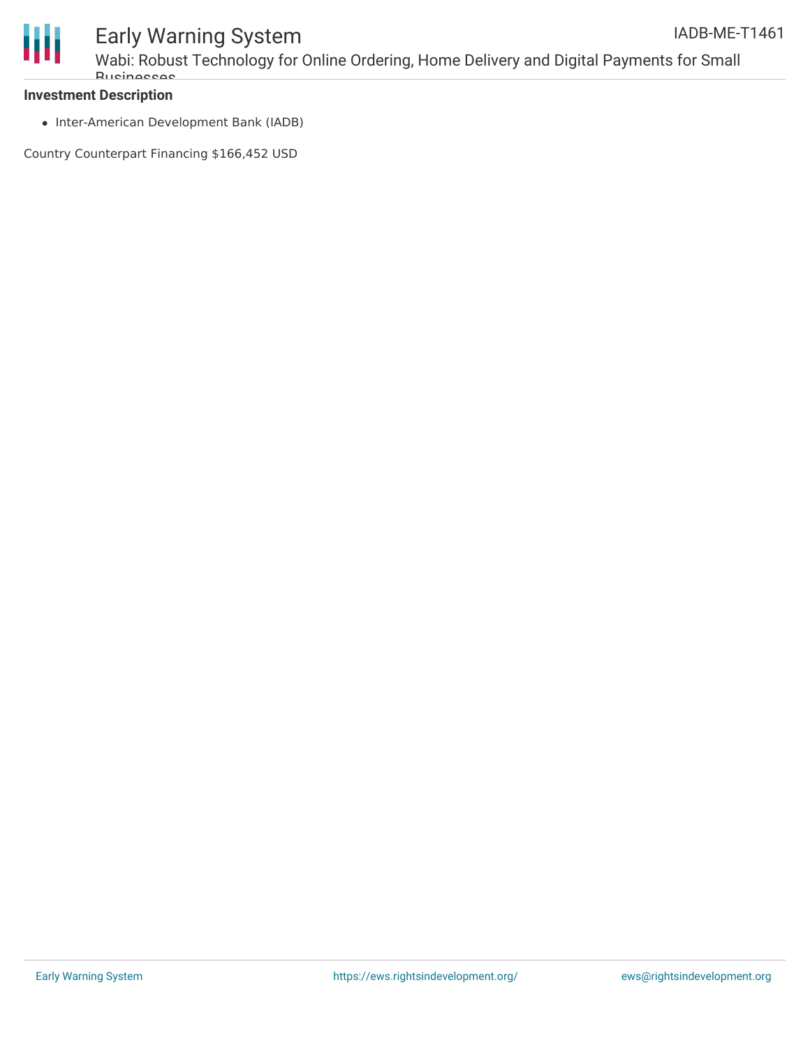**Investment Description**

- Inter-American Development Bank (IADB)

Country Counterpart Financing $166,452 USD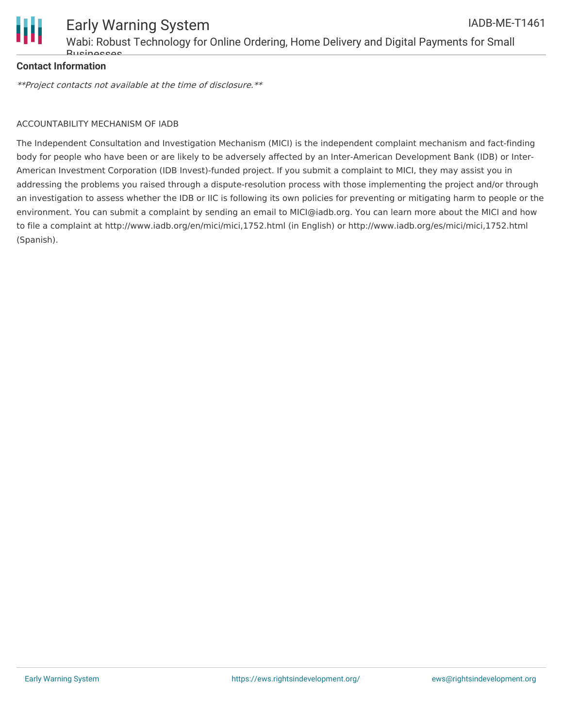**Contact Information**

*\*\*Project contacts not available at the time of disclosure.\*\**

ACCOUNTABILITY MECHANISM OF IADB

The Independent Consultation and Investigation Mechanism (MICI) is the independent complaint mechanism and fact-finding body for people who have been or are likely to be adversely affected by an Inter-American Development Bank (IDB) or Inter-American Investment Corporation (IDB Invest)-funded project. If you submit a complaint to MICI, they may assist you in addressing the problems you raised through a dispute-resolution process with those implementing the project and/or through an investigation to assess whether the IDB or IIC is following its own policies for preventing or mitigating harm to people or the environment. You can submit a complaint by sending an email to MICI@iadb.org. You can learn more about the MICI and how to file a complaint at http://www.iadb.org/en/mici/mici,1752.html (in English) or http://www.iadb.org/es/mici/mici,1752.html (Spanish).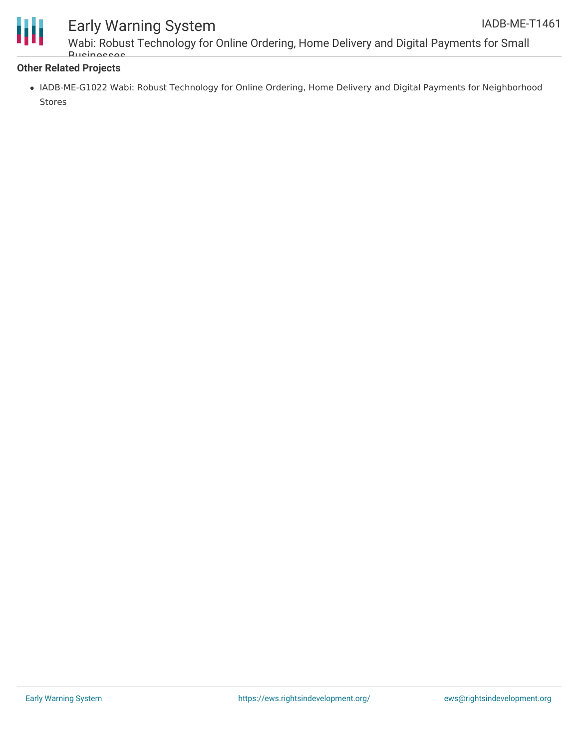**Other Related Projects**

- IADB-ME-G1022 Wabi: Robust Technology for Online Ordering, Home Delivery and Digital Payments for Neighborhood Stores